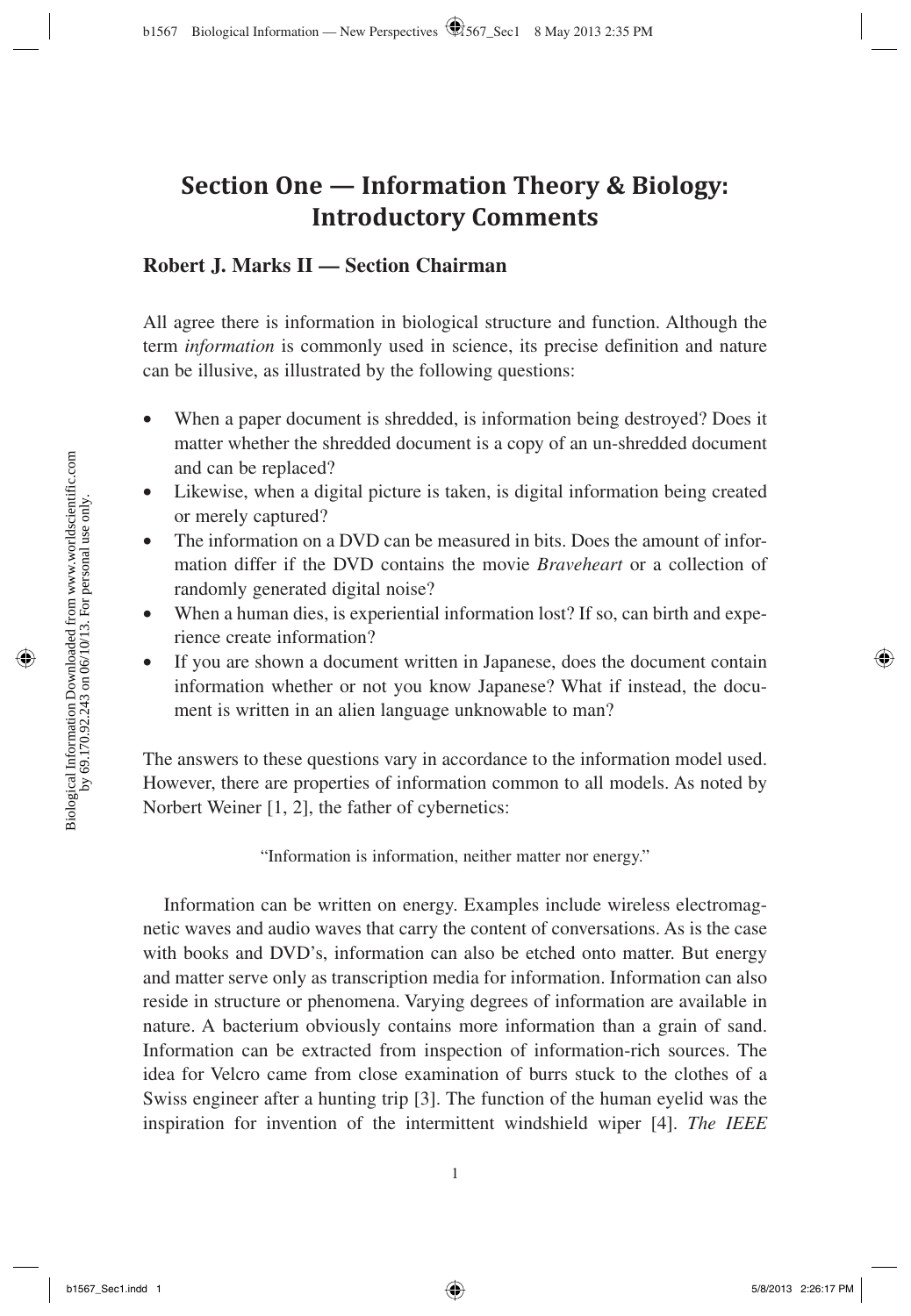# Section One — Information Theory & Biology: Introductory Comments

**Robert J. Marks II — Section Chairman**

All agree there is information in biological structure and function. Although the term *information* is commonly used in science, its precise definition and nature can be illusive, as illustrated by the following questions:

- When a paper document is shredded, is information being destroyed? Does it matter whether the shredded document is a copy of an un-shredded document and can be replaced?
- Likewise, when a digital picture is taken, is digital information being created or merely captured?
- The information on a DVD can be measured in bits. Does the amount of information differ if the DVD contains the movie *Braveheart* or a collection of randomly generated digital noise?
- When a human dies, is experiential information lost? If so, can birth and experience create information?
- If you are shown a document written in Japanese, does the document contain information whether or not you know Japanese? What if instead, the document is written in an alien language unknowable to man?

The answers to these questions vary in accordance to the information model used. However, there are properties of information common to all models. As noted by Norbert Weiner [1, 2], the father of cybernetics:

"Information is information, neither matter nor energy."

Information can be written on energy. Examples include wireless electromagnetic waves and audio waves that carry the content of conversations. As is the case with books and DVD's, information can also be etched onto matter. But energy and matter serve only as transcription media for information. Information can also reside in structure or phenomena. Varying degrees of information are available in nature. A bacterium obviously contains more information than a grain of sand. Information can be extracted from inspection of information-rich sources. The idea for Velcro came from close examination of burrs stuck to the clothes of a Swiss engineer after a hunting trip [3]. The function of the human eyelid was the inspiration for invention of the intermittent windshield wiper [4]. *The IEEE*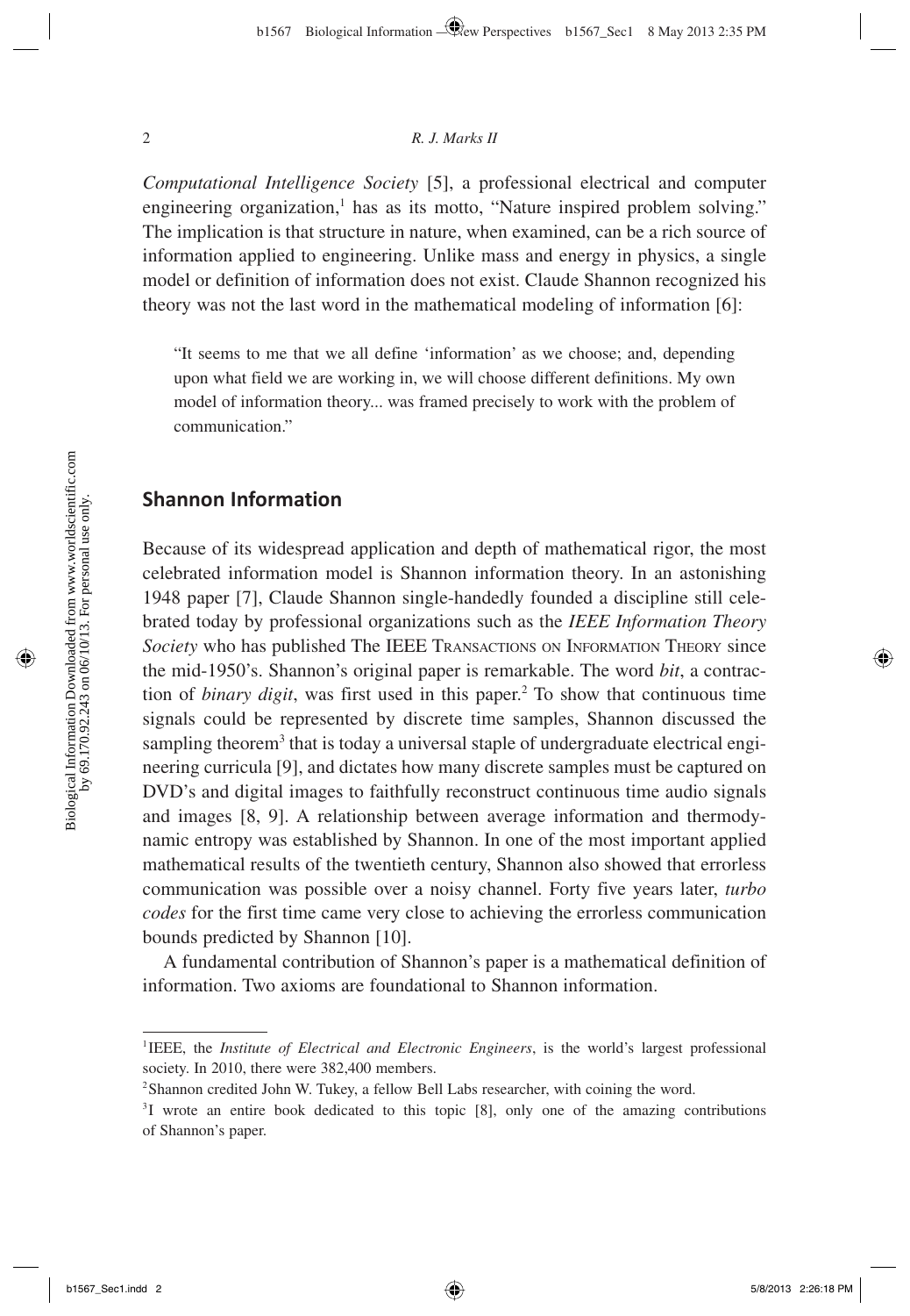*Computational Intelligence Society* [5], a professional electrical and computer engineering organization,[1] has as its motto, "Nature inspired problem solving." The implication is that structure in nature, when examined, can be a rich source of information applied to engineering. Unlike mass and energy in physics, a single model or definition of information does not exist. Claude Shannon recognized his theory was not the last word in the mathematical modeling of information [6]:

> "It seems to me that we all define 'information' as we choose; and, depending upon what field we are working in, we will choose different definitions. My own model of information theory... was framed precisely to work with the problem of communication."

## Shannon Information

Because of its widespread application and depth of mathematical rigor, the most celebrated information model is Shannon information theory. In an astonishing 1948 paper [7], Claude Shannon single-handedly founded a discipline still celebrated today by professional organizations such as the *IEEE Information Theory Society* who has published The IEEE TRANSACTIONS ON INFORMATION THEORY since the mid-1950's. Shannon's original paper is remarkable. The word *bit*, a contraction of *binary digit*, was first used in this paper.[2] To show that continuous time signals could be represented by discrete time samples, Shannon discussed the sampling theorem[3] that is today a universal staple of undergraduate electrical engineering curricula [9], and dictates how many discrete samples must be captured on DVD's and digital images to faithfully reconstruct continuous time audio signals and images [8, 9]. A relationship between average information and thermodynamic entropy was established by Shannon. In one of the most important applied mathematical results of the twentieth century, Shannon also showed that errorless communication was possible over a noisy channel. Forty five years later, *turbo codes* for the first time came very close to achieving the errorless communication bounds predicted by Shannon [10].

A fundamental contribution of Shannon's paper is a mathematical definition of information. Two axioms are foundational to Shannon information.

---

[1] IEEE, the *Institute of Electrical and Electronic Engineers*, is the world's largest professional society. In 2010, there were 382,400 members.

[2] Shannon credited John W. Tukey, a fellow Bell Labs researcher, with coining the word.

[3] I wrote an entire book dedicated to this topic [8], only one of the amazing contributions of Shannon's paper.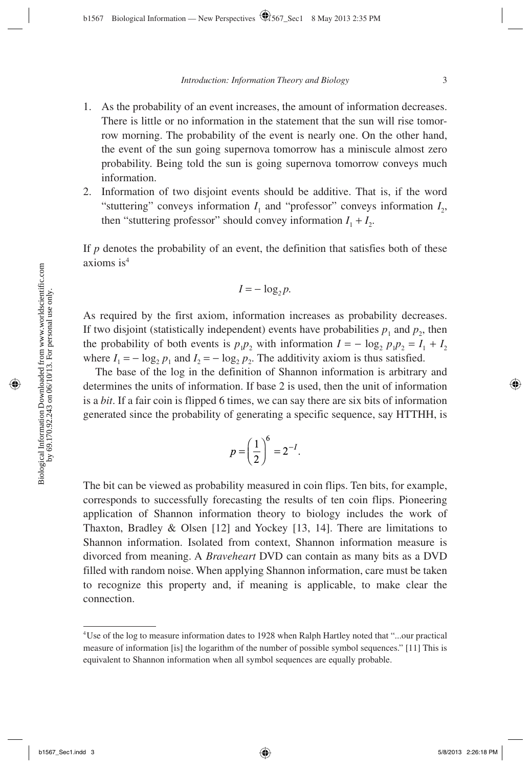1. As the probability of an event increases, the amount of information decreases. There is little or no information in the statement that the sun will rise tomorrow morning. The probability of the event is nearly one. On the other hand, the event of the sun going supernova tomorrow has a miniscule almost zero probability. Being told the sun is going supernova tomorrow conveys much information.
2. Information of two disjoint events should be additive. That is, if the word "stuttering" conveys information $I_1$ and "professor" conveys information $I_2$, then "stuttering professor" should convey information $I_1 + I_2$.

If $p$ denotes the probability of an event, the definition that satisfies both of these axioms is[4]

$$I = -\log_2 p.$$

As required by the first axiom, information increases as probability decreases. If two disjoint (statistically independent) events have probabilities $p_1$ and $p_2$, then the probability of both events is $p_1 p_2$ with information $I = -\log_2 p_1 p_2 = I_1 + I_2$ where $I_1 = -\log_2 p_1$ and $I_2 = -\log_2 p_2$. The additivity axiom is thus satisfied.

The base of the log in the definition of Shannon information is arbitrary and determines the units of information. If base 2 is used, then the unit of information is a *bit*. If a fair coin is flipped 6 times, we can say there are six bits of information generated since the probability of generating a specific sequence, say HTTHH, is

$$p = \left(\frac{1}{2}\right)^6 = 2^{-I}.$$

The bit can be viewed as probability measured in coin flips. Ten bits, for example, corresponds to successfully forecasting the results of ten coin flips. Pioneering application of Shannon information theory to biology includes the work of Thaxton, Bradley & Olsen [12] and Yockey [13, 14]. There are limitations to Shannon information. Isolated from context, Shannon information measure is divorced from meaning. A *Braveheart* DVD can contain as many bits as a DVD filled with random noise. When applying Shannon information, care must be taken to recognize this property and, if meaning is applicable, to make clear the connection.

---

[4] Use of the log to measure information dates to 1928 when Ralph Hartley noted that "...our practical measure of information [is] the logarithm of the number of possible symbol sequences." [11] This is equivalent to Shannon information when all symbol sequences are equally probable.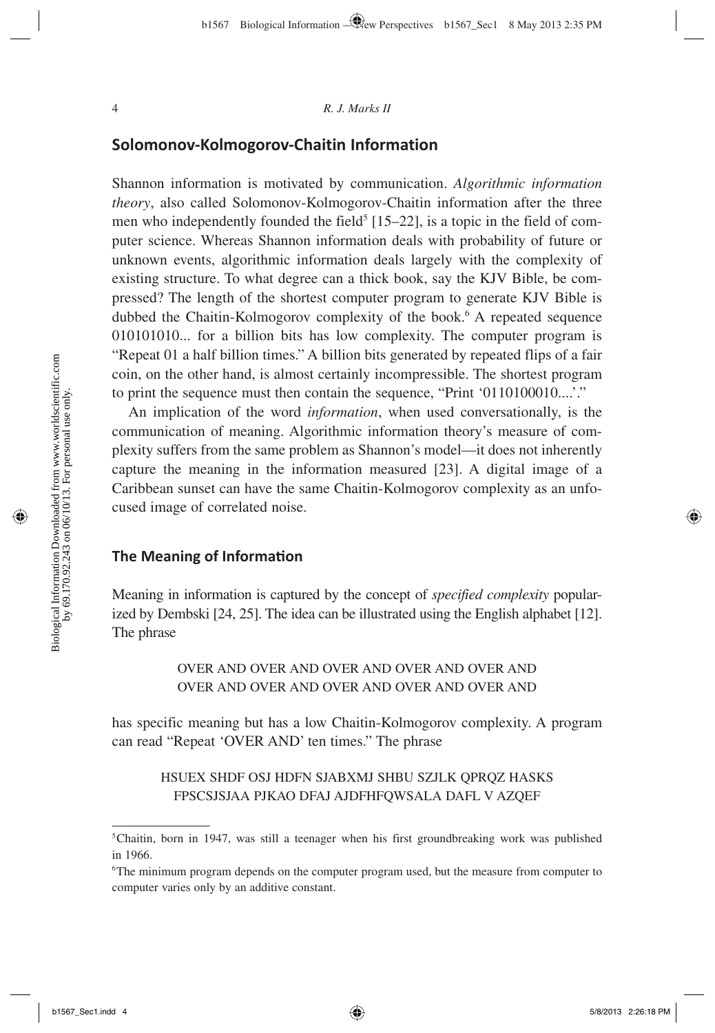## Solomonov-Kolmogorov-Chaitin Information

Shannon information is motivated by communication. *Algorithmic information theory*, also called Solomonov-Kolmogorov-Chaitin information after the three men who independently founded the field[5] [15–22], is a topic in the field of computer science. Whereas Shannon information deals with probability of future or unknown events, algorithmic information deals largely with the complexity of existing structure. To what degree can a thick book, say the KJV Bible, be compressed? The length of the shortest computer program to generate KJV Bible is dubbed the Chaitin-Kolmogorov complexity of the book.[6] A repeated sequence 010101010... for a billion bits has low complexity. The computer program is "Repeat 01 a half billion times." A billion bits generated by repeated flips of a fair coin, on the other hand, is almost certainly incompressible. The shortest program to print the sequence must then contain the sequence, "Print '0110100010....'."

An implication of the word *information*, when used conversationally, is the communication of meaning. Algorithmic information theory's measure of complexity suffers from the same problem as Shannon's model—it does not inherently capture the meaning in the information measured [23]. A digital image of a Caribbean sunset can have the same Chaitin-Kolmogorov complexity as an unfocused image of correlated noise.

### The Meaning of Information

Meaning in information is captured by the concept of *specified complexity* popularized by Dembski [24, 25]. The idea can be illustrated using the English alphabet [12]. The phrase

> OVER AND OVER AND OVER AND OVER AND OVER AND
> OVER AND OVER AND OVER AND OVER AND OVER AND

has specific meaning but has a low Chaitin-Kolmogorov complexity. A program can read "Repeat 'OVER AND' ten times." The phrase

> HSUEX SHDF OSJ HDFN SJABXMJ SHBU SZJLK QPRQZ HASKS
> FPSCSJSJAA PJKAO DFAJ AJDFHFQWSALA DAFL V AZQEF

---

[5] Chaitin, born in 1947, was still a teenager when his first groundbreaking work was published in 1966.

[6] The minimum program depends on the computer program used, but the measure from computer to computer varies only by an additive constant.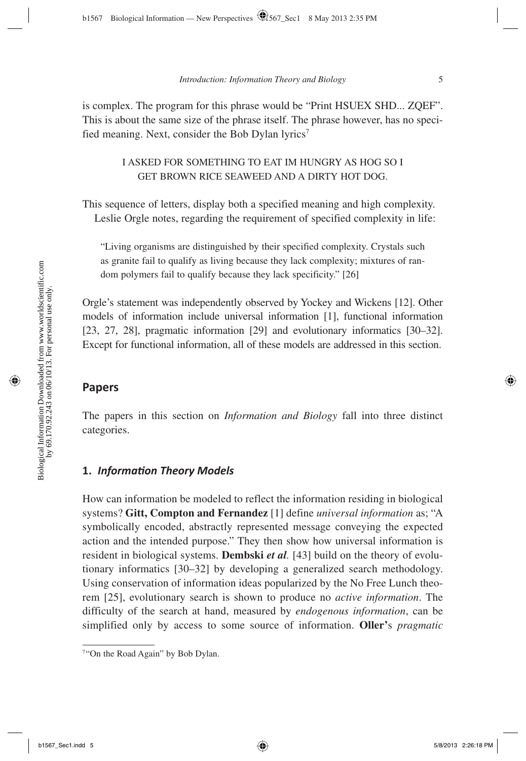is complex. The program for this phrase would be "Print HSUEX SHD... ZQEF". This is about the same size of the phrase itself. The phrase however, has no specified meaning. Next, consider the Bob Dylan lyrics[7]

> I ASKED FOR SOMETHING TO EAT IM HUNGRY AS HOG SO I GET BROWN RICE SEAWEED AND A DIRTY HOT DOG.

This sequence of letters, display both a specified meaning and high complexity.

Leslie Orgle notes, regarding the requirement of specified complexity in life:

> "Living organisms are distinguished by their specified complexity. Crystals such as granite fail to qualify as living because they lack complexity; mixtures of random polymers fail to qualify because they lack specificity." [26]

Orgle's statement was independently observed by Yockey and Wickens [12]. Other models of information include universal information [1], functional information [23, 27, 28], pragmatic information [29] and evolutionary informatics [30–32]. Except for functional information, all of these models are addressed in this section.

## Papers

The papers in this section on *Information and Biology* fall into three distinct categories.

### 1. *Information Theory Models*

How can information be modeled to reflect the information residing in biological systems? **Gitt, Compton and Fernandez** [1] define *universal information* as; "A symbolically encoded, abstractly represented message conveying the expected action and the intended purpose." They then show how universal information is resident in biological systems. **Dembski *et al.*** [43] build on the theory of evolutionary informatics [30–32] by developing a generalized search methodology. Using conservation of information ideas popularized by the No Free Lunch theorem [25], evolutionary search is shown to produce no *active information*. The difficulty of the search at hand, measured by *endogenous information*, can be simplified only by access to some source of information. **Oller'**s *pragmatic*

[7] "On the Road Again" by Bob Dylan.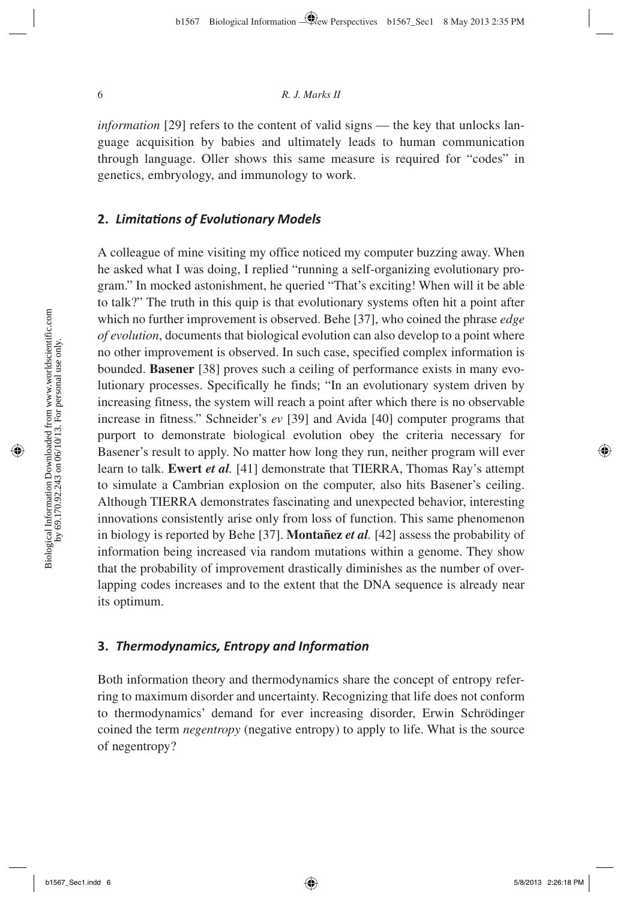*information* [29] refers to the content of valid signs — the key that unlocks language acquisition by babies and ultimately leads to human communication through language. Oller shows this same measure is required for "codes" in genetics, embryology, and immunology to work.

## 2. *Limitations of Evolutionary Models*

A colleague of mine visiting my office noticed my computer buzzing away. When he asked what I was doing, I replied "running a self-organizing evolutionary program." In mocked astonishment, he queried "That's exciting! When will it be able to talk?" The truth in this quip is that evolutionary systems often hit a point after which no further improvement is observed. Behe [37], who coined the phrase *edge of evolution*, documents that biological evolution can also develop to a point where no other improvement is observed. In such case, specified complex information is bounded. **Basener** [38] proves such a ceiling of performance exists in many evolutionary processes. Specifically he finds; "In an evolutionary system driven by increasing fitness, the system will reach a point after which there is no observable increase in fitness." Schneider's *ev* [39] and Avida [40] computer programs that purport to demonstrate biological evolution obey the criteria necessary for Basener's result to apply. No matter how long they run, neither program will ever learn to talk. **Ewert** ***et al.*** [41] demonstrate that TIERRA, Thomas Ray's attempt to simulate a Cambrian explosion on the computer, also hits Basener's ceiling. Although TIERRA demonstrates fascinating and unexpected behavior, interesting innovations consistently arise only from loss of function. This same phenomenon in biology is reported by Behe [37]. **Montañez** ***et al.*** [42] assess the probability of information being increased via random mutations within a genome. They show that the probability of improvement drastically diminishes as the number of overlapping codes increases and to the extent that the DNA sequence is already near its optimum.

## 3. *Thermodynamics, Entropy and Information*

Both information theory and thermodynamics share the concept of entropy referring to maximum disorder and uncertainty. Recognizing that life does not conform to thermodynamics' demand for ever increasing disorder, Erwin Schrödinger coined the term *negentropy* (negative entropy) to apply to life. What is the source of negentropy?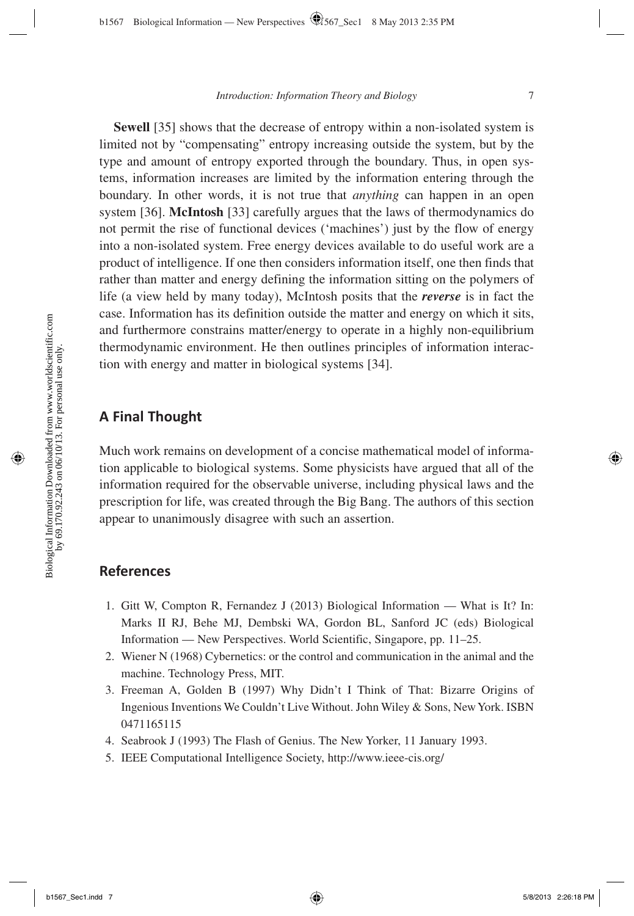**Sewell** [35] shows that the decrease of entropy within a non-isolated system is limited not by "compensating" entropy increasing outside the system, but by the type and amount of entropy exported through the boundary. Thus, in open systems, information increases are limited by the information entering through the boundary. In other words, it is not true that *anything* can happen in an open system [36]. **McIntosh** [33] carefully argues that the laws of thermodynamics do not permit the rise of functional devices ('machines') just by the flow of energy into a non-isolated system. Free energy devices available to do useful work are a product of intelligence. If one then considers information itself, one then finds that rather than matter and energy defining the information sitting on the polymers of life (a view held by many today), McIntosh posits that the ***reverse*** is in fact the case. Information has its definition outside the matter and energy on which it sits, and furthermore constrains matter/energy to operate in a highly non-equilibrium thermodynamic environment. He then outlines principles of information interaction with energy and matter in biological systems [34].

## A Final Thought

Much work remains on development of a concise mathematical model of information applicable to biological systems. Some physicists have argued that all of the information required for the observable universe, including physical laws and the prescription for life, was created through the Big Bang. The authors of this section appear to unanimously disagree with such an assertion.

## References

1. Gitt W, Compton R, Fernandez J (2013) Biological Information — What is It? In: Marks II RJ, Behe MJ, Dembski WA, Gordon BL, Sanford JC (eds) Biological Information — New Perspectives. World Scientific, Singapore, pp. 11–25.
2. Wiener N (1968) Cybernetics: or the control and communication in the animal and the machine. Technology Press, MIT.
3. Freeman A, Golden B (1997) Why Didn't I Think of That: Bizarre Origins of Ingenious Inventions We Couldn't Live Without. John Wiley & Sons, New York. ISBN 0471165115
4. Seabrook J (1993) The Flash of Genius. The New Yorker, 11 January 1993.
5. IEEE Computational Intelligence Society, http://www.ieee-cis.org/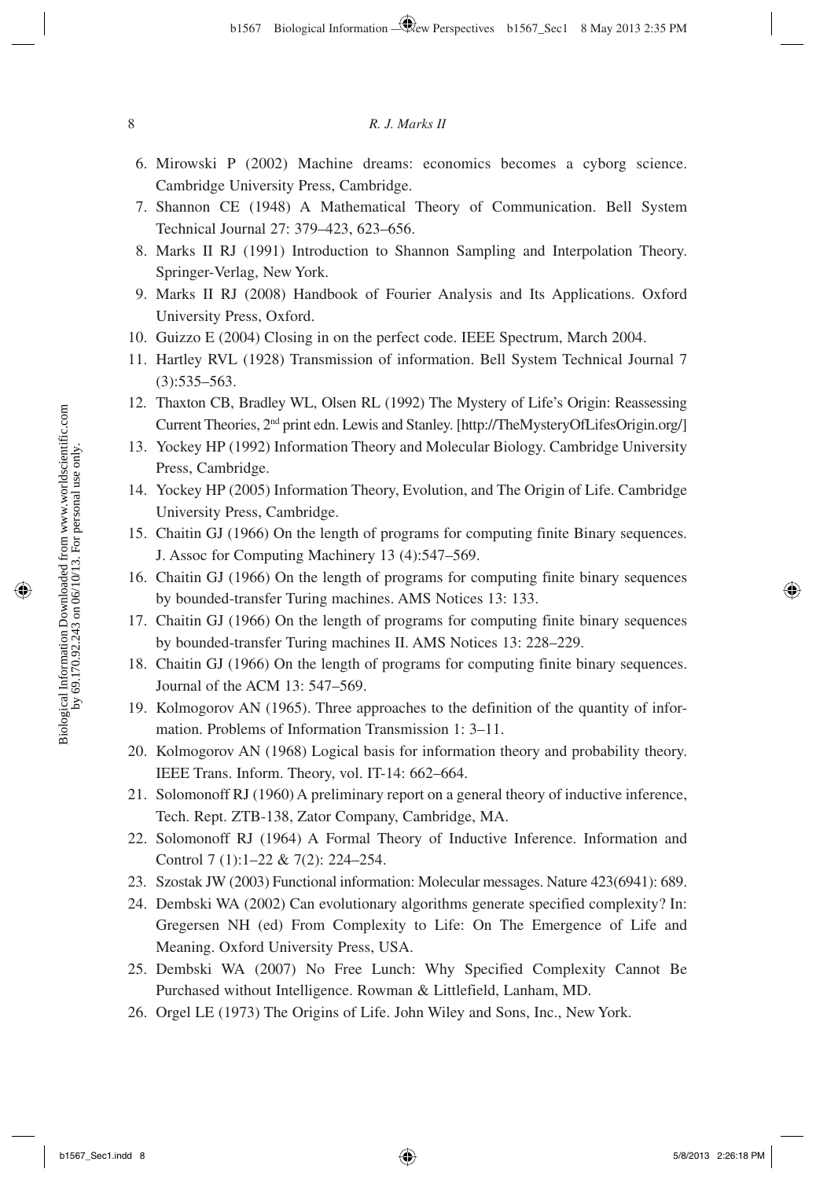6. Mirowski P (2002) Machine dreams: economics becomes a cyborg science. Cambridge University Press, Cambridge.
7. Shannon CE (1948) A Mathematical Theory of Communication. Bell System Technical Journal 27: 379–423, 623–656.
8. Marks II RJ (1991) Introduction to Shannon Sampling and Interpolation Theory. Springer-Verlag, New York.
9. Marks II RJ (2008) Handbook of Fourier Analysis and Its Applications. Oxford University Press, Oxford.
10. Guizzo E (2004) Closing in on the perfect code. IEEE Spectrum, March 2004.
11. Hartley RVL (1928) Transmission of information. Bell System Technical Journal 7 (3):535–563.
12. Thaxton CB, Bradley WL, Olsen RL (1992) The Mystery of Life's Origin: Reassessing Current Theories, 2nd print edn. Lewis and Stanley. [http://TheMysteryOfLifesOrigin.org/]
13. Yockey HP (1992) Information Theory and Molecular Biology. Cambridge University Press, Cambridge.
14. Yockey HP (2005) Information Theory, Evolution, and The Origin of Life. Cambridge University Press, Cambridge.
15. Chaitin GJ (1966) On the length of programs for computing finite Binary sequences. J. Assoc for Computing Machinery 13 (4):547–569.
16. Chaitin GJ (1966) On the length of programs for computing finite binary sequences by bounded-transfer Turing machines. AMS Notices 13: 133.
17. Chaitin GJ (1966) On the length of programs for computing finite binary sequences by bounded-transfer Turing machines II. AMS Notices 13: 228–229.
18. Chaitin GJ (1966) On the length of programs for computing finite binary sequences. Journal of the ACM 13: 547–569.
19. Kolmogorov AN (1965). Three approaches to the definition of the quantity of information. Problems of Information Transmission 1: 3–11.
20. Kolmogorov AN (1968) Logical basis for information theory and probability theory. IEEE Trans. Inform. Theory, vol. IT-14: 662–664.
21. Solomonoff RJ (1960) A preliminary report on a general theory of inductive inference, Tech. Rept. ZTB-138, Zator Company, Cambridge, MA.
22. Solomonoff RJ (1964) A Formal Theory of Inductive Inference. Information and Control 7 (1):1–22 & 7(2): 224–254.
23. Szostak JW (2003) Functional information: Molecular messages. Nature 423(6941): 689.
24. Dembski WA (2002) Can evolutionary algorithms generate specified complexity? In: Gregersen NH (ed) From Complexity to Life: On The Emergence of Life and Meaning. Oxford University Press, USA.
25. Dembski WA (2007) No Free Lunch: Why Specified Complexity Cannot Be Purchased without Intelligence. Rowman & Littlefield, Lanham, MD.
26. Orgel LE (1973) The Origins of Life. John Wiley and Sons, Inc., New York.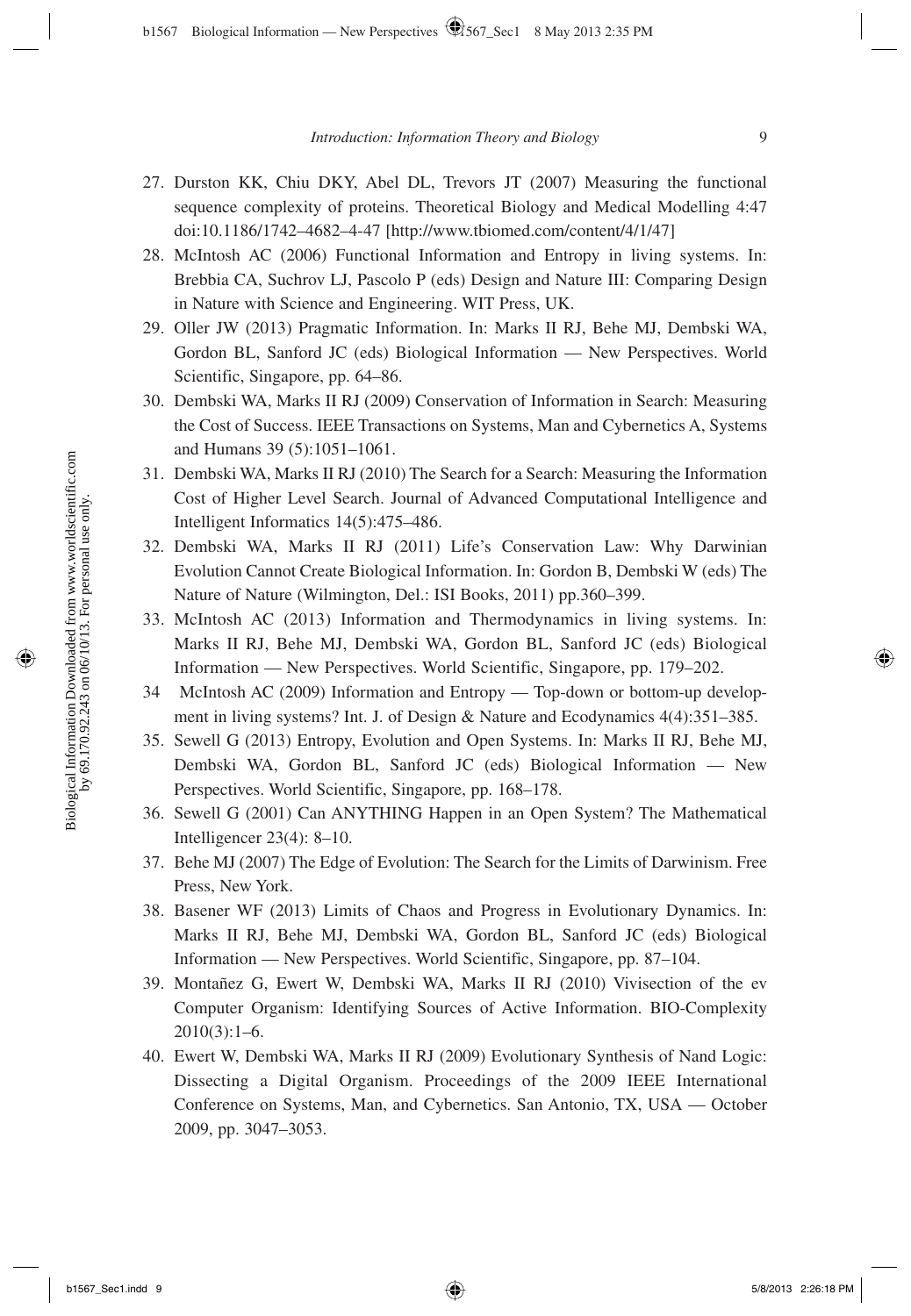27. Durston KK, Chiu DKY, Abel DL, Trevors JT (2007) Measuring the functional sequence complexity of proteins. Theoretical Biology and Medical Modelling 4:47 doi:10.1186/1742–4682–4-47 [http://www.tbiomed.com/content/4/1/47]
28. McIntosh AC (2006) Functional Information and Entropy in living systems. In: Brebbia CA, Suchrov LJ, Pascolo P (eds) Design and Nature III: Comparing Design in Nature with Science and Engineering. WIT Press, UK.
29. Oller JW (2013) Pragmatic Information. In: Marks II RJ, Behe MJ, Dembski WA, Gordon BL, Sanford JC (eds) Biological Information — New Perspectives. World Scientific, Singapore, pp. 64–86.
30. Dembski WA, Marks II RJ (2009) Conservation of Information in Search: Measuring the Cost of Success. IEEE Transactions on Systems, Man and Cybernetics A, Systems and Humans 39 (5):1051–1061.
31. Dembski WA, Marks II RJ (2010) The Search for a Search: Measuring the Information Cost of Higher Level Search. Journal of Advanced Computational Intelligence and Intelligent Informatics 14(5):475–486.
32. Dembski WA, Marks II RJ (2011) Life's Conservation Law: Why Darwinian Evolution Cannot Create Biological Information. In: Gordon B, Dembski W (eds) The Nature of Nature (Wilmington, Del.: ISI Books, 2011) pp.360–399.
33. McIntosh AC (2013) Information and Thermodynamics in living systems. In: Marks II RJ, Behe MJ, Dembski WA, Gordon BL, Sanford JC (eds) Biological Information — New Perspectives. World Scientific, Singapore, pp. 179–202.
34. McIntosh AC (2009) Information and Entropy — Top-down or bottom-up development in living systems? Int. J. of Design & Nature and Ecodynamics 4(4):351–385.
35. Sewell G (2013) Entropy, Evolution and Open Systems. In: Marks II RJ, Behe MJ, Dembski WA, Gordon BL, Sanford JC (eds) Biological Information — New Perspectives. World Scientific, Singapore, pp. 168–178.
36. Sewell G (2001) Can ANYTHING Happen in an Open System? The Mathematical Intelligencer 23(4): 8–10.
37. Behe MJ (2007) The Edge of Evolution: The Search for the Limits of Darwinism. Free Press, New York.
38. Basener WF (2013) Limits of Chaos and Progress in Evolutionary Dynamics. In: Marks II RJ, Behe MJ, Dembski WA, Gordon BL, Sanford JC (eds) Biological Information — New Perspectives. World Scientific, Singapore, pp. 87–104.
39. Montañez G, Ewert W, Dembski WA, Marks II RJ (2010) Vivisection of the ev Computer Organism: Identifying Sources of Active Information. BIO-Complexity 2010(3):1–6.
40. Ewert W, Dembski WA, Marks II RJ (2009) Evolutionary Synthesis of Nand Logic: Dissecting a Digital Organism. Proceedings of the 2009 IEEE International Conference on Systems, Man, and Cybernetics. San Antonio, TX, USA — October 2009, pp. 3047–3053.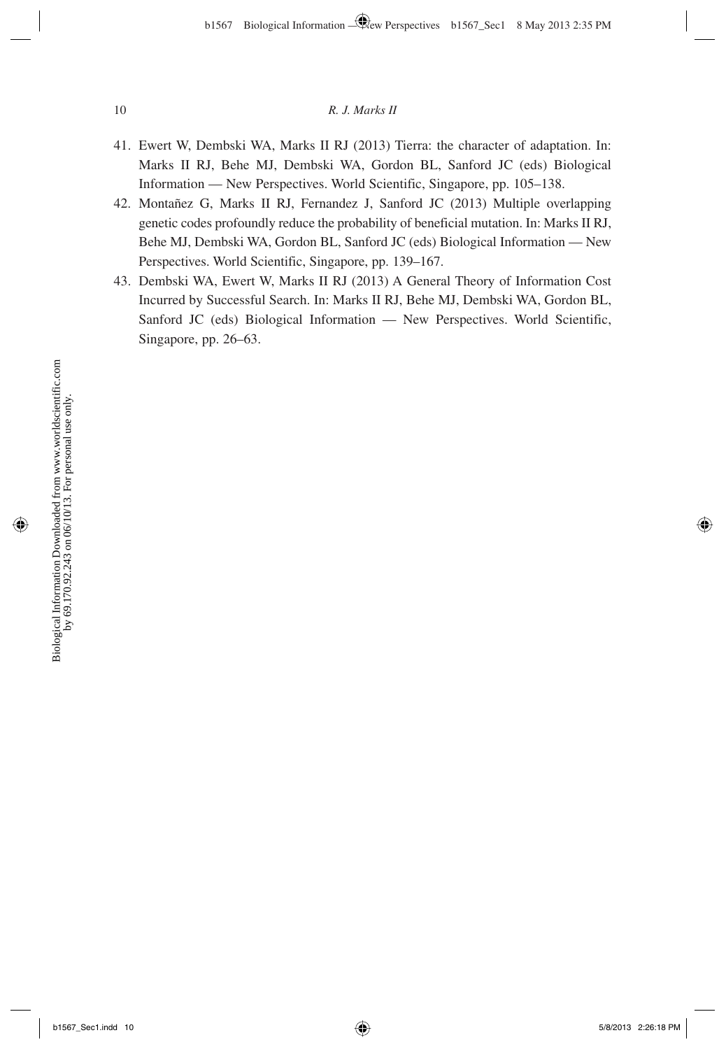41. Ewert W, Dembski WA, Marks II RJ (2013) Tierra: the character of adaptation. In: Marks II RJ, Behe MJ, Dembski WA, Gordon BL, Sanford JC (eds) Biological Information — New Perspectives. World Scientific, Singapore, pp. 105–138.
42. Montañez G, Marks II RJ, Fernandez J, Sanford JC (2013) Multiple overlapping genetic codes profoundly reduce the probability of beneficial mutation. In: Marks II RJ, Behe MJ, Dembski WA, Gordon BL, Sanford JC (eds) Biological Information — New Perspectives. World Scientific, Singapore, pp. 139–167.
43. Dembski WA, Ewert W, Marks II RJ (2013) A General Theory of Information Cost Incurred by Successful Search. In: Marks II RJ, Behe MJ, Dembski WA, Gordon BL, Sanford JC (eds) Biological Information — New Perspectives. World Scientific, Singapore, pp. 26–63.